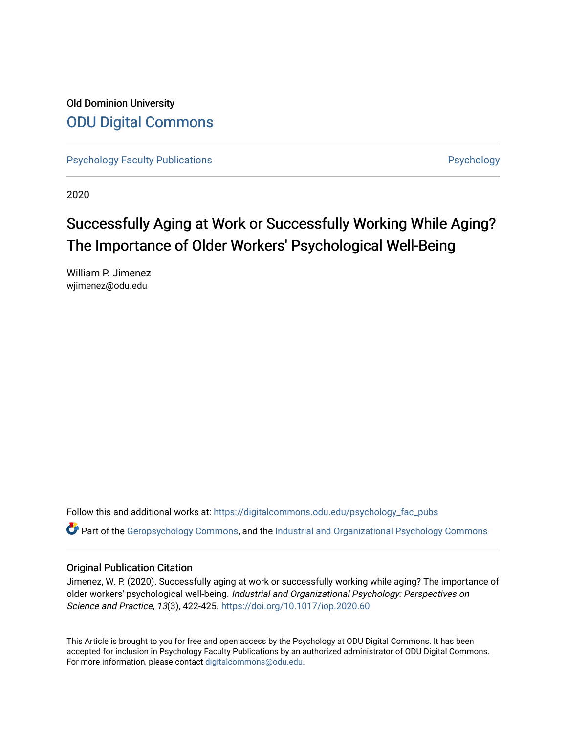Old Dominion University

## ODU Digital Commons

Psychology Faculty Publications

Psychology

2020

# Successfully Aging at Work or Successfully Working While Aging? The Importance of Older Workers' Psychological Well-Being

William P. Jimenez
wjimenez@odu.edu

Follow this and additional works at: https://digitalcommons.odu.edu/psychology_fac_pubs

Part of the Geropsychology Commons, and the Industrial and Organizational Psychology Commons

### Original Publication Citation

Jimenez, W. P. (2020). Successfully aging at work or successfully working while aging? The importance of older workers' psychological well-being. *Industrial and Organizational Psychology: Perspectives on Science and Practice*, *13*(3), 422-425. https://doi.org/10.1017/iop.2020.60

This Article is brought to you for free and open access by the Psychology at ODU Digital Commons. It has been accepted for inclusion in Psychology Faculty Publications by an authorized administrator of ODU Digital Commons. For more information, please contact digitalcommons@odu.edu.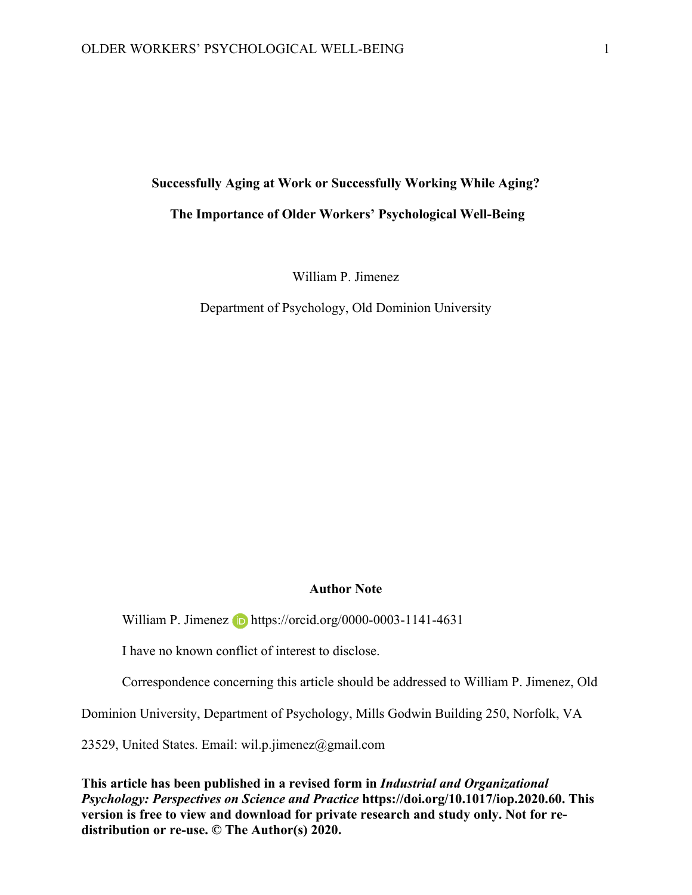**Successfully Aging at Work or Successfully Working While Aging?**

**The Importance of Older Workers' Psychological Well-Being**

William P. Jimenez

Department of Psychology, Old Dominion University

**Author Note**

William P. Jimenez https://orcid.org/0000-0003-1141-4631

I have no known conflict of interest to disclose.

Correspondence concerning this article should be addressed to William P. Jimenez, Old Dominion University, Department of Psychology, Mills Godwin Building 250, Norfolk, VA 23529, United States. Email: wil.p.jimenez@gmail.com

**This article has been published in a revised form in *Industrial and Organizational Psychology: Perspectives on Science and Practice* https://doi.org/10.1017/iop.2020.60. This version is free to view and download for private research and study only. Not for re-distribution or re-use. © The Author(s) 2020.**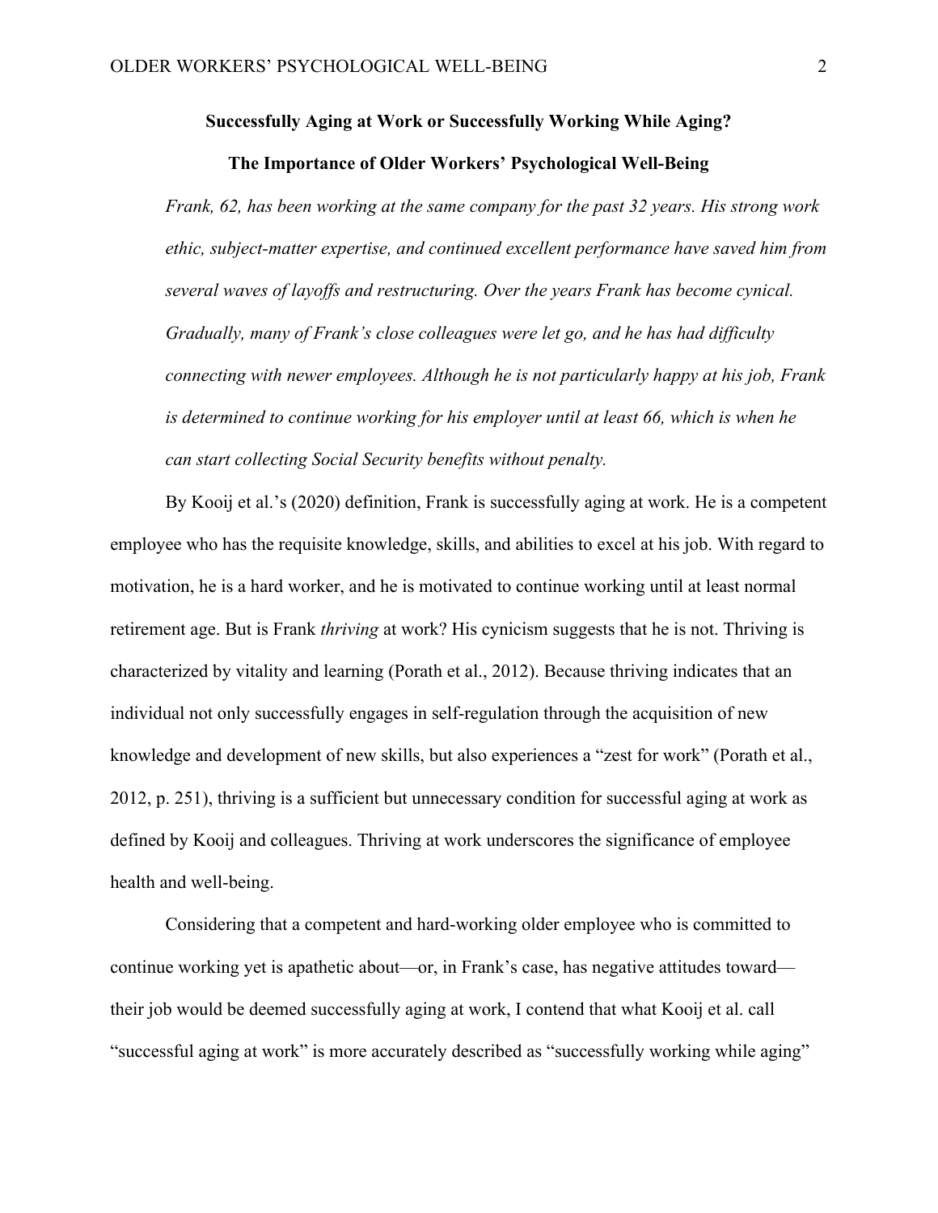**Successfully Aging at Work or Successfully Working While Aging?**

**The Importance of Older Workers' Psychological Well-Being**

> *Frank, 62, has been working at the same company for the past 32 years. His strong work ethic, subject-matter expertise, and continued excellent performance have saved him from several waves of layoffs and restructuring. Over the years Frank has become cynical. Gradually, many of Frank's close colleagues were let go, and he has had difficulty connecting with newer employees. Although he is not particularly happy at his job, Frank is determined to continue working for his employer until at least 66, which is when he can start collecting Social Security benefits without penalty.*

By Kooij et al.'s (2020) definition, Frank is successfully aging at work. He is a competent employee who has the requisite knowledge, skills, and abilities to excel at his job. With regard to motivation, he is a hard worker, and he is motivated to continue working until at least normal retirement age. But is Frank *thriving* at work? His cynicism suggests that he is not. Thriving is characterized by vitality and learning (Porath et al., 2012). Because thriving indicates that an individual not only successfully engages in self-regulation through the acquisition of new knowledge and development of new skills, but also experiences a "zest for work" (Porath et al., 2012, p. 251), thriving is a sufficient but unnecessary condition for successful aging at work as defined by Kooij and colleagues. Thriving at work underscores the significance of employee health and well-being.

Considering that a competent and hard-working older employee who is committed to continue working yet is apathetic about—or, in Frank's case, has negative attitudes toward—their job would be deemed successfully aging at work, I contend that what Kooij et al. call "successful aging at work" is more accurately described as "successfully working while aging"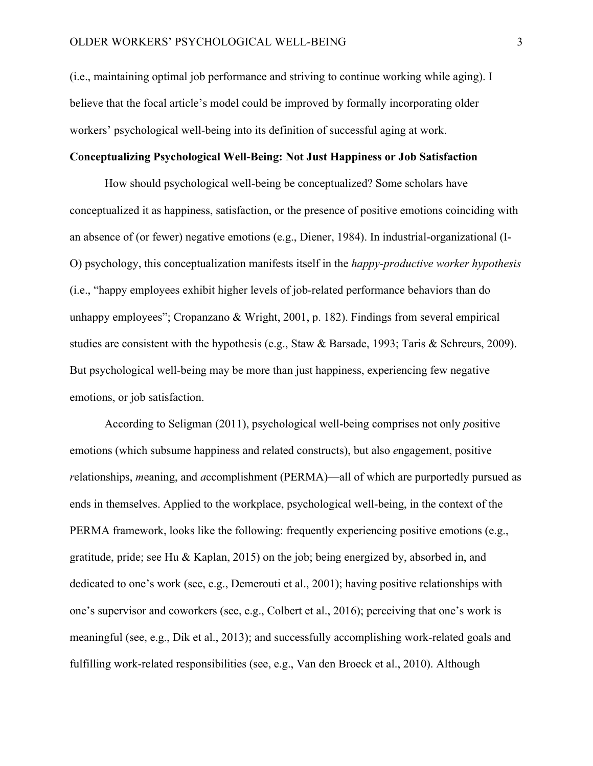(i.e., maintaining optimal job performance and striving to continue working while aging). I believe that the focal article's model could be improved by formally incorporating older workers' psychological well-being into its definition of successful aging at work.

**Conceptualizing Psychological Well-Being: Not Just Happiness or Job Satisfaction**

How should psychological well-being be conceptualized? Some scholars have conceptualized it as happiness, satisfaction, or the presence of positive emotions coinciding with an absence of (or fewer) negative emotions (e.g., Diener, 1984). In industrial-organizational (I-O) psychology, this conceptualization manifests itself in the *happy-productive worker hypothesis* (i.e., "happy employees exhibit higher levels of job-related performance behaviors than do unhappy employees"; Cropanzano & Wright, 2001, p. 182). Findings from several empirical studies are consistent with the hypothesis (e.g., Staw & Barsade, 1993; Taris & Schreurs, 2009). But psychological well-being may be more than just happiness, experiencing few negative emotions, or job satisfaction.

According to Seligman (2011), psychological well-being comprises not only *p*ositive emotions (which subsume happiness and related constructs), but also *e*ngagement, positive *r*elationships, *m*eaning, and *a*ccomplishment (PERMA)—all of which are purportedly pursued as ends in themselves. Applied to the workplace, psychological well-being, in the context of the PERMA framework, looks like the following: frequently experiencing positive emotions (e.g., gratitude, pride; see Hu & Kaplan, 2015) on the job; being energized by, absorbed in, and dedicated to one's work (see, e.g., Demerouti et al., 2001); having positive relationships with one's supervisor and coworkers (see, e.g., Colbert et al., 2016); perceiving that one's work is meaningful (see, e.g., Dik et al., 2013); and successfully accomplishing work-related goals and fulfilling work-related responsibilities (see, e.g., Van den Broeck et al., 2010). Although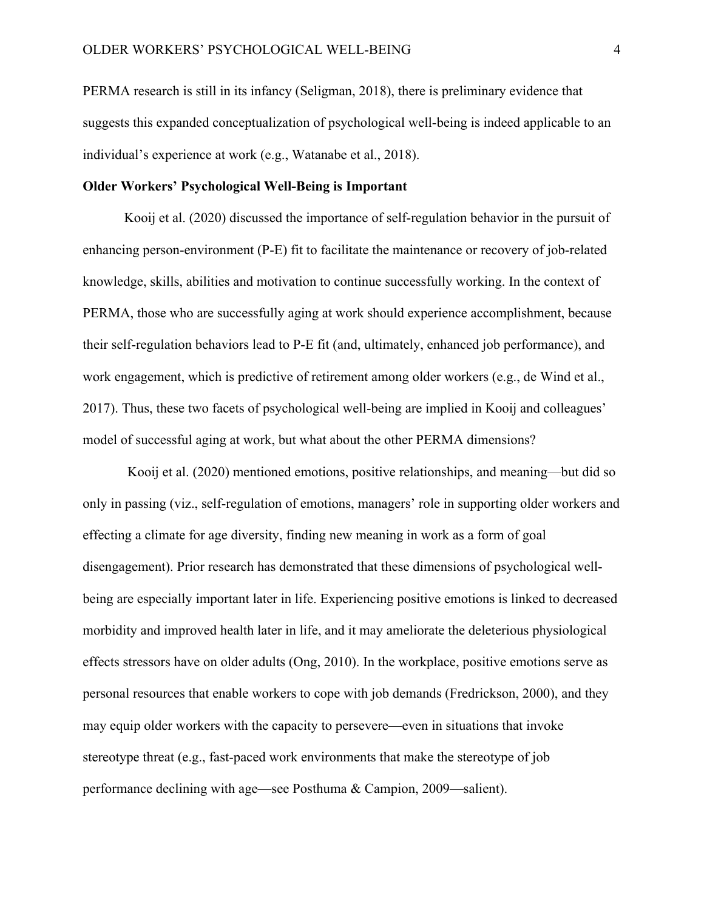PERMA research is still in its infancy (Seligman, 2018), there is preliminary evidence that suggests this expanded conceptualization of psychological well-being is indeed applicable to an individual's experience at work (e.g., Watanabe et al., 2018).

## Older Workers' Psychological Well-Being is Important

Kooij et al. (2020) discussed the importance of self-regulation behavior in the pursuit of enhancing person-environment (P-E) fit to facilitate the maintenance or recovery of job-related knowledge, skills, abilities and motivation to continue successfully working. In the context of PERMA, those who are successfully aging at work should experience accomplishment, because their self-regulation behaviors lead to P-E fit (and, ultimately, enhanced job performance), and work engagement, which is predictive of retirement among older workers (e.g., de Wind et al., 2017). Thus, these two facets of psychological well-being are implied in Kooij and colleagues' model of successful aging at work, but what about the other PERMA dimensions?

Kooij et al. (2020) mentioned emotions, positive relationships, and meaning—but did so only in passing (viz., self-regulation of emotions, managers' role in supporting older workers and effecting a climate for age diversity, finding new meaning in work as a form of goal disengagement). Prior research has demonstrated that these dimensions of psychological well-being are especially important later in life. Experiencing positive emotions is linked to decreased morbidity and improved health later in life, and it may ameliorate the deleterious physiological effects stressors have on older adults (Ong, 2010). In the workplace, positive emotions serve as personal resources that enable workers to cope with job demands (Fredrickson, 2000), and they may equip older workers with the capacity to persevere—even in situations that invoke stereotype threat (e.g., fast-paced work environments that make the stereotype of job performance declining with age—see Posthuma & Campion, 2009—salient).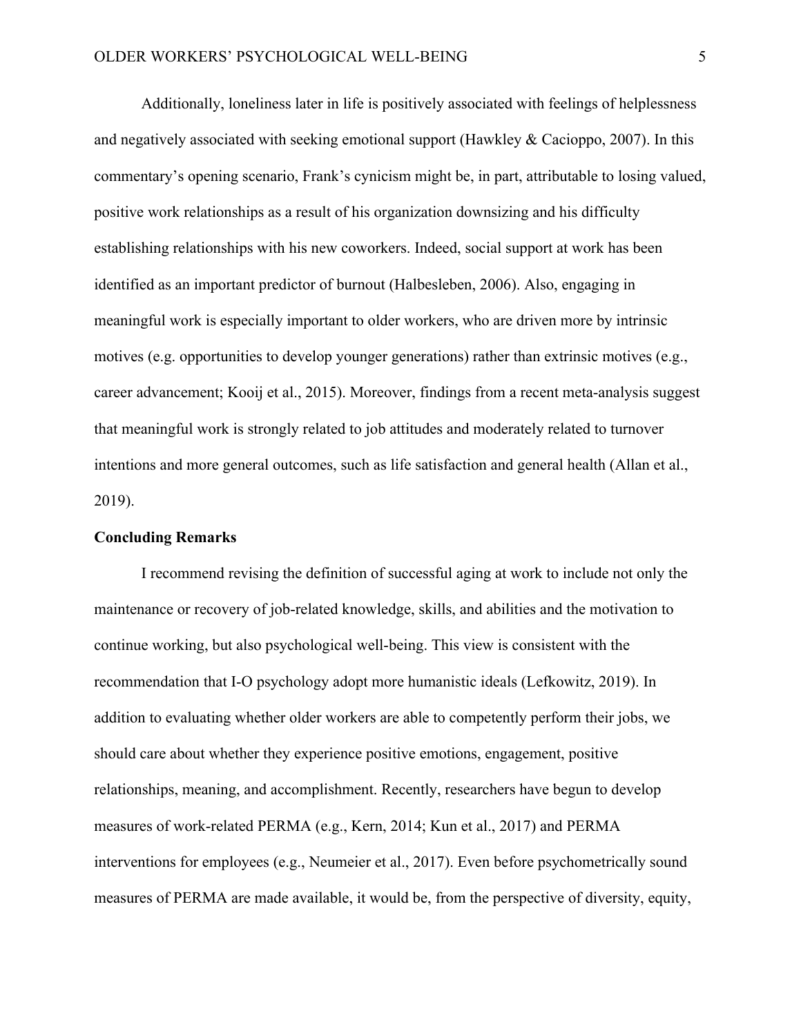Additionally, loneliness later in life is positively associated with feelings of helplessness and negatively associated with seeking emotional support (Hawkley & Cacioppo, 2007). In this commentary's opening scenario, Frank's cynicism might be, in part, attributable to losing valued, positive work relationships as a result of his organization downsizing and his difficulty establishing relationships with his new coworkers. Indeed, social support at work has been identified as an important predictor of burnout (Halbesleben, 2006). Also, engaging in meaningful work is especially important to older workers, who are driven more by intrinsic motives (e.g. opportunities to develop younger generations) rather than extrinsic motives (e.g., career advancement; Kooij et al., 2015). Moreover, findings from a recent meta-analysis suggest that meaningful work is strongly related to job attitudes and moderately related to turnover intentions and more general outcomes, such as life satisfaction and general health (Allan et al., 2019).

**Concluding Remarks**

I recommend revising the definition of successful aging at work to include not only the maintenance or recovery of job-related knowledge, skills, and abilities and the motivation to continue working, but also psychological well-being. This view is consistent with the recommendation that I-O psychology adopt more humanistic ideals (Lefkowitz, 2019). In addition to evaluating whether older workers are able to competently perform their jobs, we should care about whether they experience positive emotions, engagement, positive relationships, meaning, and accomplishment. Recently, researchers have begun to develop measures of work-related PERMA (e.g., Kern, 2014; Kun et al., 2017) and PERMA interventions for employees (e.g., Neumeier et al., 2017). Even before psychometrically sound measures of PERMA are made available, it would be, from the perspective of diversity, equity,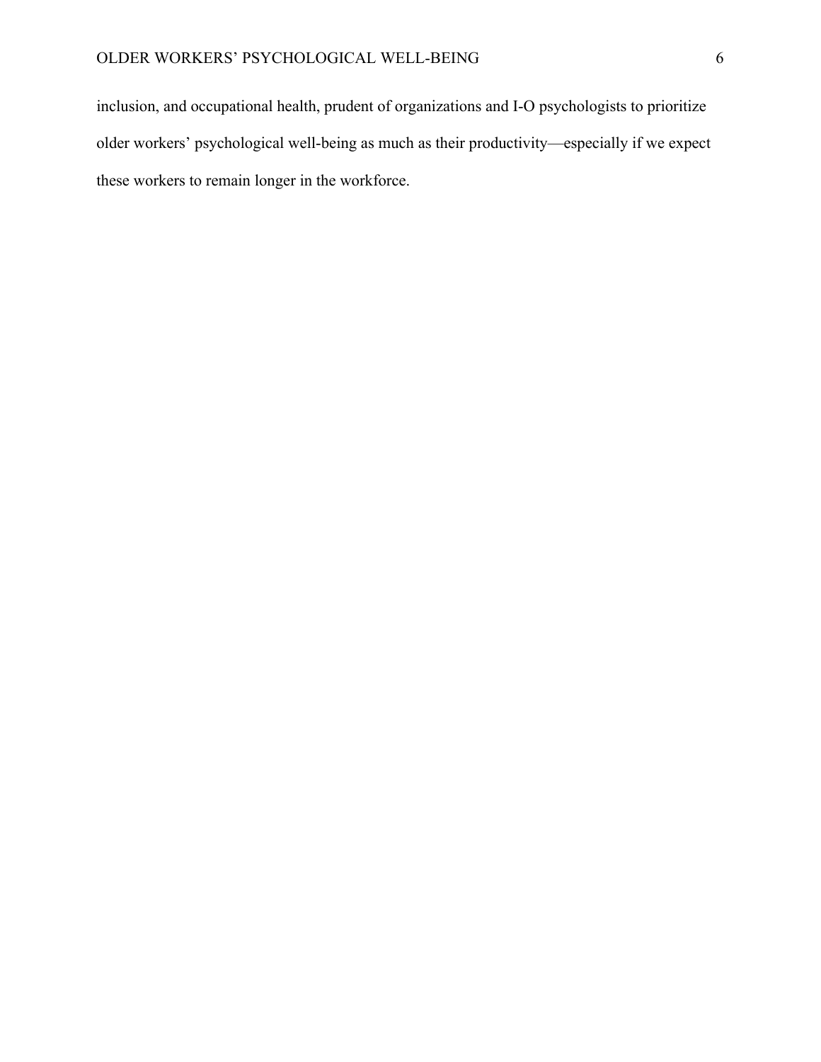inclusion, and occupational health, prudent of organizations and I-O psychologists to prioritize older workers' psychological well-being as much as their productivity—especially if we expect these workers to remain longer in the workforce.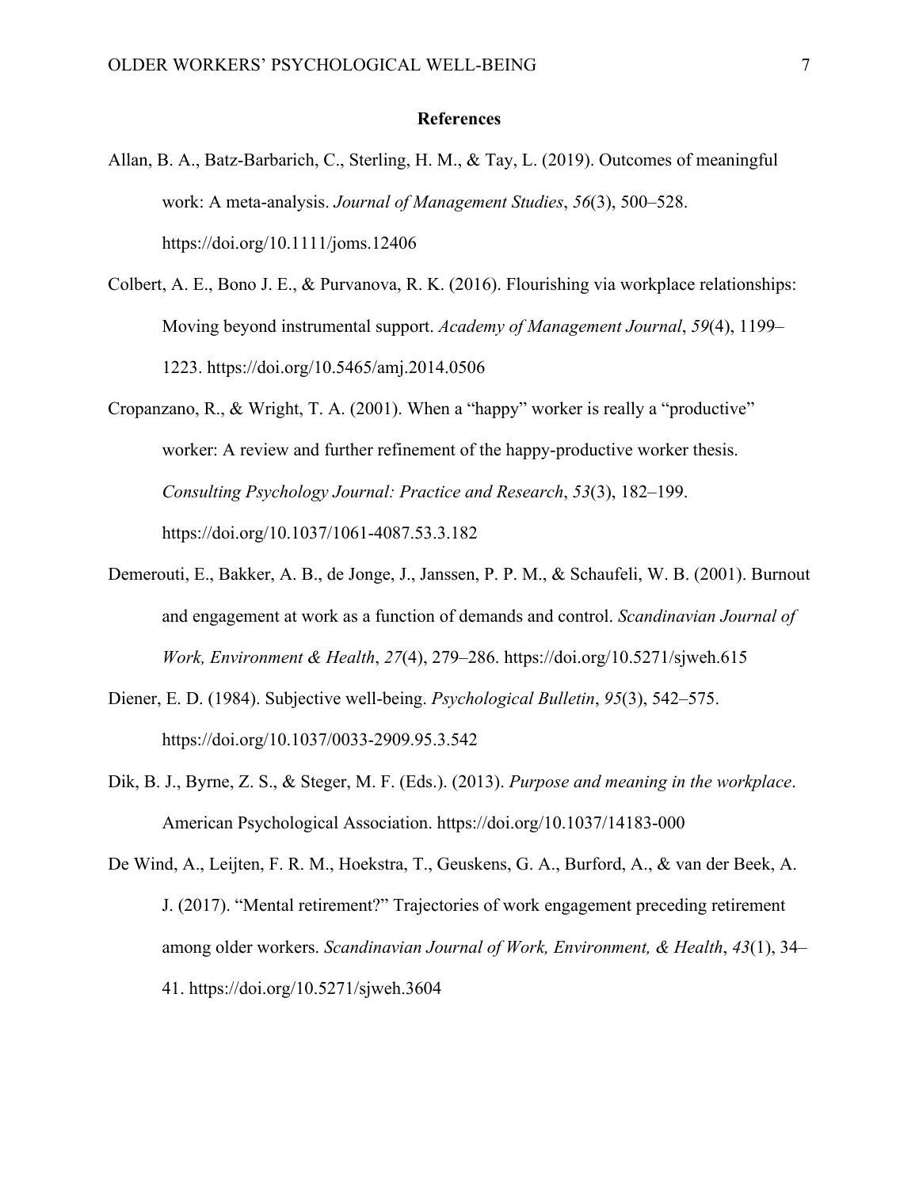# References

Allan, B. A., Batz-Barbarich, C., Sterling, H. M., & Tay, L. (2019). Outcomes of meaningful work: A meta-analysis. *Journal of Management Studies*, *56*(3), 500–528. https://doi.org/10.1111/joms.12406

Colbert, A. E., Bono J. E., & Purvanova, R. K. (2016). Flourishing via workplace relationships: Moving beyond instrumental support. *Academy of Management Journal*, *59*(4), 1199–1223. https://doi.org/10.5465/amj.2014.0506

Cropanzano, R., & Wright, T. A. (2001). When a "happy" worker is really a "productive" worker: A review and further refinement of the happy-productive worker thesis. *Consulting Psychology Journal: Practice and Research*, *53*(3), 182–199. https://doi.org/10.1037/1061-4087.53.3.182

Demerouti, E., Bakker, A. B., de Jonge, J., Janssen, P. P. M., & Schaufeli, W. B. (2001). Burnout and engagement at work as a function of demands and control. *Scandinavian Journal of Work, Environment & Health*, *27*(4), 279–286. https://doi.org/10.5271/sjweh.615

Diener, E. D. (1984). Subjective well-being. *Psychological Bulletin*, *95*(3), 542–575. https://doi.org/10.1037/0033-2909.95.3.542

Dik, B. J., Byrne, Z. S., & Steger, M. F. (Eds.). (2013). *Purpose and meaning in the workplace*. American Psychological Association. https://doi.org/10.1037/14183-000

De Wind, A., Leijten, F. R. M., Hoekstra, T., Geuskens, G. A., Burford, A., & van der Beek, A. J. (2017). "Mental retirement?" Trajectories of work engagement preceding retirement among older workers. *Scandinavian Journal of Work, Environment, & Health*, *43*(1), 34–41. https://doi.org/10.5271/sjweh.3604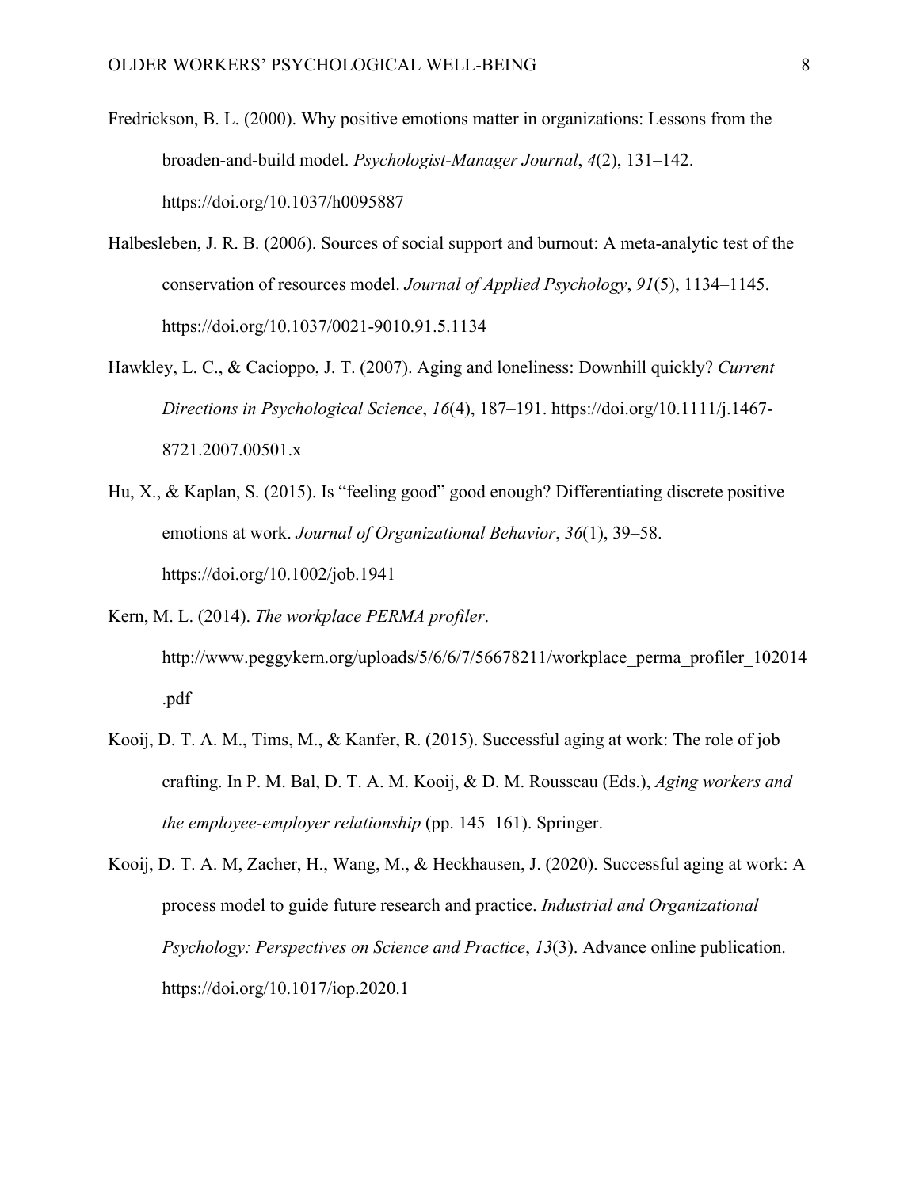Fredrickson, B. L. (2000). Why positive emotions matter in organizations: Lessons from the broaden-and-build model. *Psychologist-Manager Journal*, *4*(2), 131–142. https://doi.org/10.1037/h0095887

Halbesleben, J. R. B. (2006). Sources of social support and burnout: A meta-analytic test of the conservation of resources model. *Journal of Applied Psychology*, *91*(5), 1134–1145. https://doi.org/10.1037/0021-9010.91.5.1134

Hawkley, L. C., & Cacioppo, J. T. (2007). Aging and loneliness: Downhill quickly? *Current Directions in Psychological Science*, *16*(4), 187–191. https://doi.org/10.1111/j.1467-8721.2007.00501.x

Hu, X., & Kaplan, S. (2015). Is "feeling good" good enough? Differentiating discrete positive emotions at work. *Journal of Organizational Behavior*, *36*(1), 39–58. https://doi.org/10.1002/job.1941

Kern, M. L. (2014). *The workplace PERMA profiler*. http://www.peggykern.org/uploads/5/6/6/7/56678211/workplace_perma_profiler_102014.pdf

Kooij, D. T. A. M., Tims, M., & Kanfer, R. (2015). Successful aging at work: The role of job crafting. In P. M. Bal, D. T. A. M. Kooij, & D. M. Rousseau (Eds.), *Aging workers and the employee-employer relationship* (pp. 145–161). Springer.

Kooij, D. T. A. M, Zacher, H., Wang, M., & Heckhausen, J. (2020). Successful aging at work: A process model to guide future research and practice. *Industrial and Organizational Psychology: Perspectives on Science and Practice*, *13*(3). Advance online publication. https://doi.org/10.1017/iop.2020.1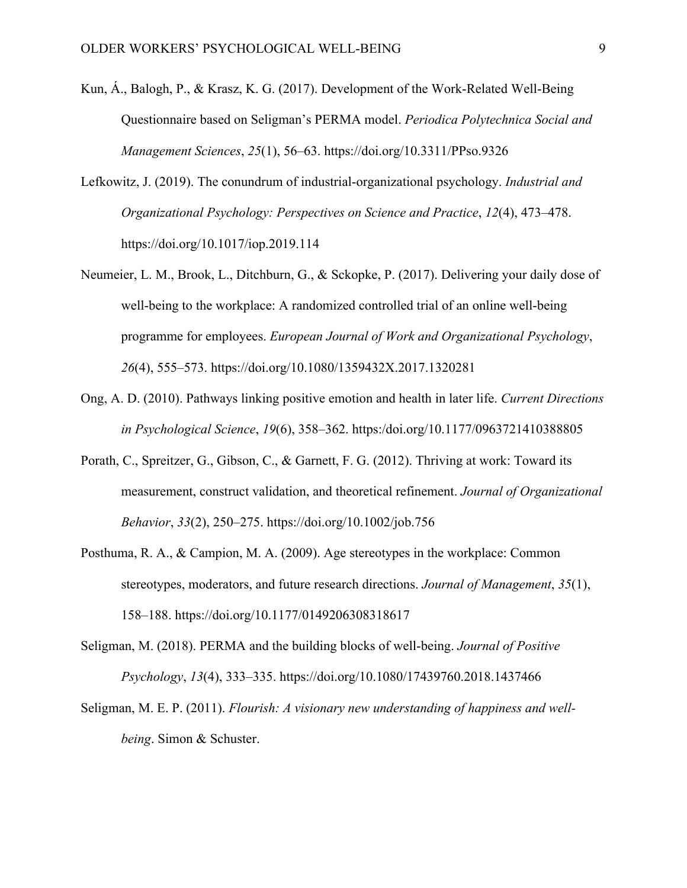Kun, Á., Balogh, P., & Krasz, K. G. (2017). Development of the Work-Related Well-Being Questionnaire based on Seligman's PERMA model. *Periodica Polytechnica Social and Management Sciences*, *25*(1), 56–63. https://doi.org/10.3311/PPso.9326

Lefkowitz, J. (2019). The conundrum of industrial-organizational psychology. *Industrial and Organizational Psychology: Perspectives on Science and Practice*, *12*(4), 473–478. https://doi.org/10.1017/iop.2019.114

Neumeier, L. M., Brook, L., Ditchburn, G., & Sckopke, P. (2017). Delivering your daily dose of well-being to the workplace: A randomized controlled trial of an online well-being programme for employees. *European Journal of Work and Organizational Psychology*, *26*(4), 555–573. https://doi.org/10.1080/1359432X.2017.1320281

Ong, A. D. (2010). Pathways linking positive emotion and health in later life. *Current Directions in Psychological Science*, *19*(6), 358–362. https:/doi.org/10.1177/0963721410388805

Porath, C., Spreitzer, G., Gibson, C., & Garnett, F. G. (2012). Thriving at work: Toward its measurement, construct validation, and theoretical refinement. *Journal of Organizational Behavior*, *33*(2), 250–275. https://doi.org/10.1002/job.756

Posthuma, R. A., & Campion, M. A. (2009). Age stereotypes in the workplace: Common stereotypes, moderators, and future research directions. *Journal of Management*, *35*(1), 158–188. https://doi.org/10.1177/0149206308318617

Seligman, M. (2018). PERMA and the building blocks of well-being. *Journal of Positive Psychology*, *13*(4), 333–335. https://doi.org/10.1080/17439760.2018.1437466

Seligman, M. E. P. (2011). *Flourish: A visionary new understanding of happiness and well-being*. Simon & Schuster.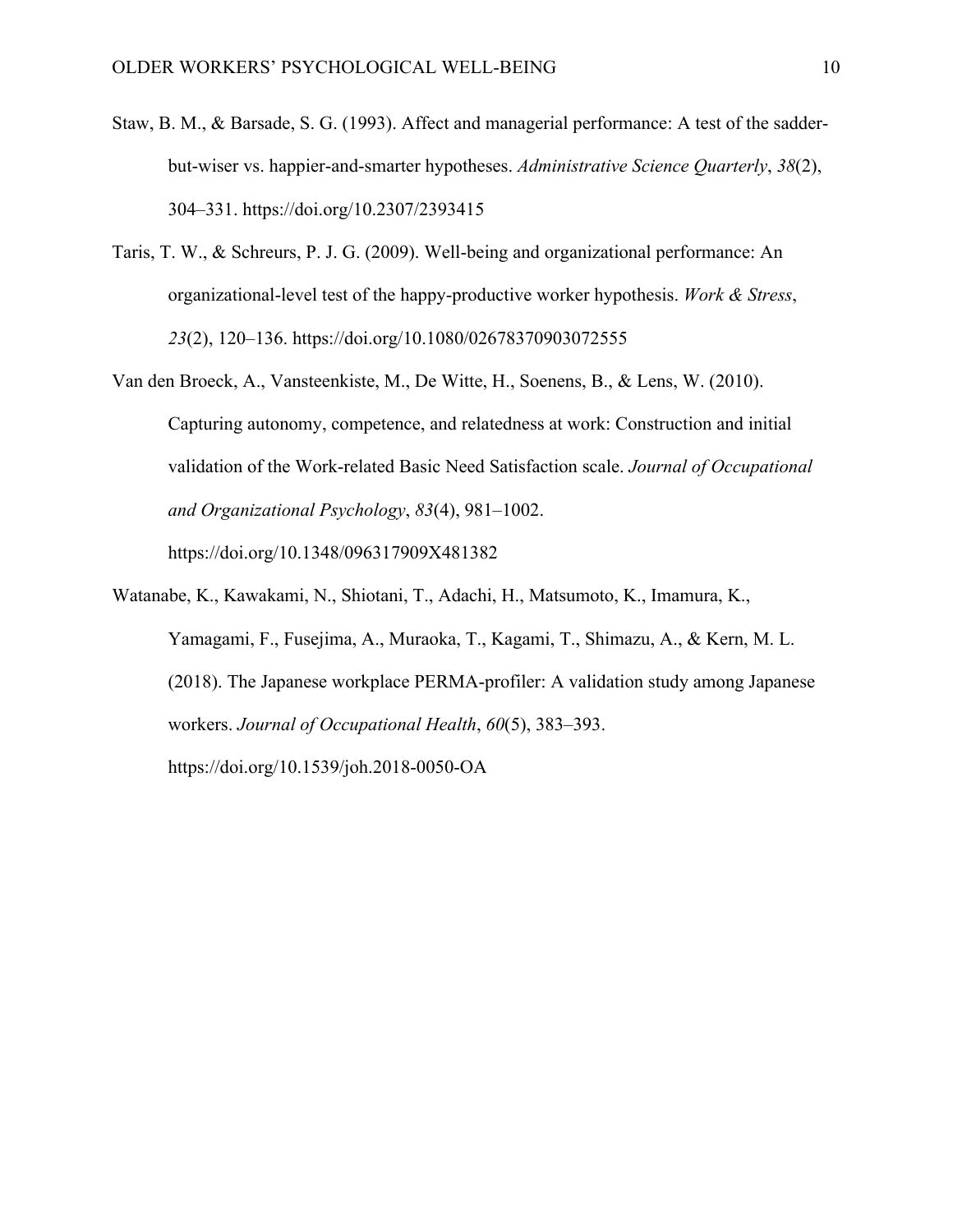Staw, B. M., & Barsade, S. G. (1993). Affect and managerial performance: A test of the sadder-but-wiser vs. happier-and-smarter hypotheses. *Administrative Science Quarterly*, *38*(2), 304–331. https://doi.org/10.2307/2393415

Taris, T. W., & Schreurs, P. J. G. (2009). Well-being and organizational performance: An organizational-level test of the happy-productive worker hypothesis. *Work & Stress*, *23*(2), 120–136. https://doi.org/10.1080/02678370903072555

Van den Broeck, A., Vansteenkiste, M., De Witte, H., Soenens, B., & Lens, W. (2010). Capturing autonomy, competence, and relatedness at work: Construction and initial validation of the Work-related Basic Need Satisfaction scale. *Journal of Occupational and Organizational Psychology*, *83*(4), 981–1002. https://doi.org/10.1348/096317909X481382

Watanabe, K., Kawakami, N., Shiotani, T., Adachi, H., Matsumoto, K., Imamura, K., Yamagami, F., Fusejima, A., Muraoka, T., Kagami, T., Shimazu, A., & Kern, M. L. (2018). The Japanese workplace PERMA-profiler: A validation study among Japanese workers. *Journal of Occupational Health*, *60*(5), 383–393. https://doi.org/10.1539/joh.2018-0050-OA